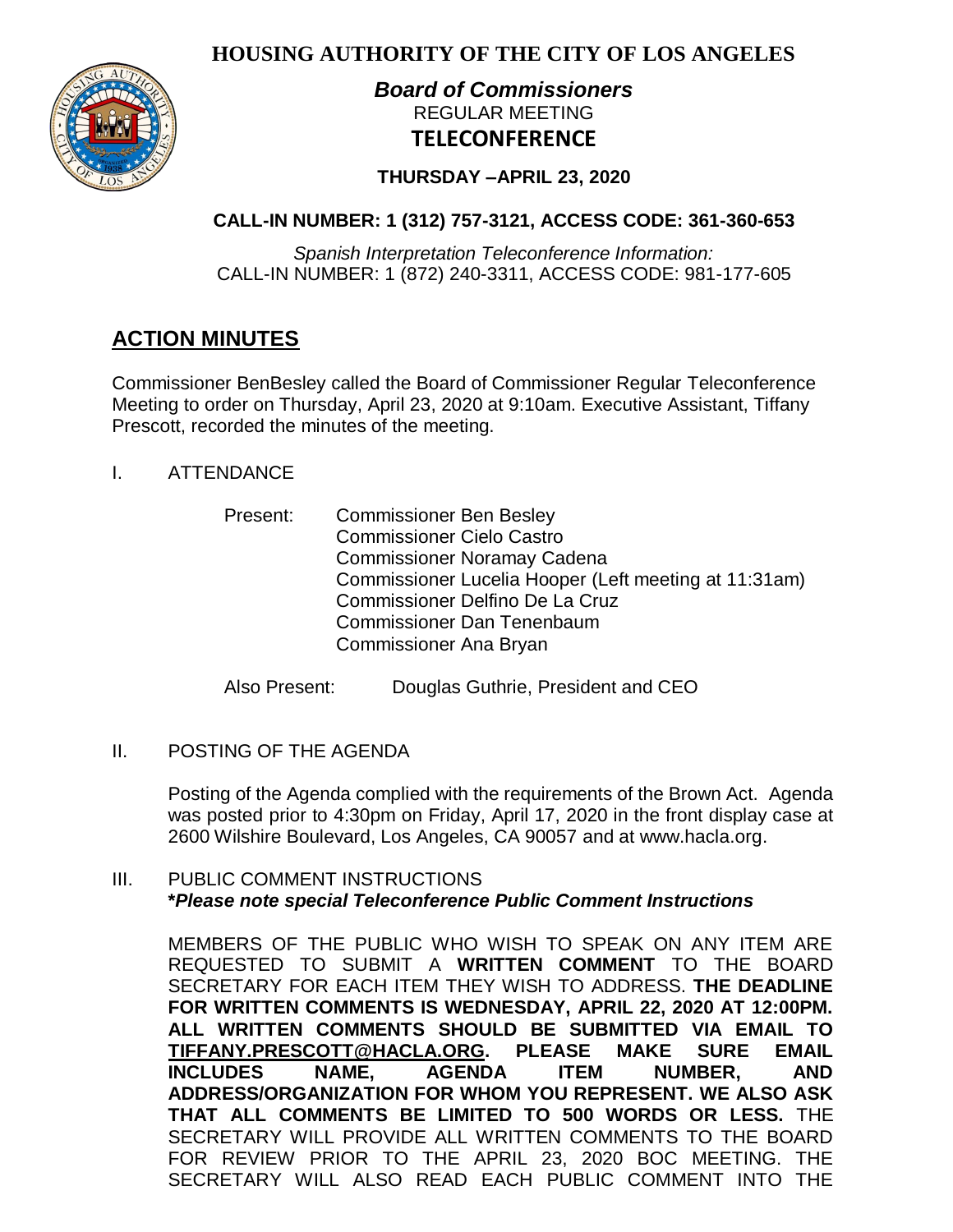# HOUSING AUTHORITY OF THE CITY OF LOS ANGELES

***Board of Commissioners***
REGULAR MEETING
**TELECONFERENCE**

**THURSDAY –APRIL 23, 2020**

**CALL-IN NUMBER: 1 (312) 757-3121, ACCESS CODE: 361-360-653**

*Spanish Interpretation Teleconference Information:*
CALL-IN NUMBER: 1 (872) 240-3311, ACCESS CODE: 981-177-605

## ACTION MINUTES

Commissioner BenBesley called the Board of Commissioner Regular Teleconference Meeting to order on Thursday, April 23, 2020 at 9:10am. Executive Assistant, Tiffany Prescott, recorded the minutes of the meeting.

I. ATTENDANCE

Present: Commissioner Ben Besley
Commissioner Cielo Castro
Commissioner Noramay Cadena
Commissioner Lucelia Hooper (Left meeting at 11:31am)
Commissioner Delfino De La Cruz
Commissioner Dan Tenenbaum
Commissioner Ana Bryan

Also Present: Douglas Guthrie, President and CEO

II. POSTING OF THE AGENDA

Posting of the Agenda complied with the requirements of the Brown Act. Agenda was posted prior to 4:30pm on Friday, April 17, 2020 in the front display case at 2600 Wilshire Boulevard, Los Angeles, CA 90057 and at www.hacla.org.

III. PUBLIC COMMENT INSTRUCTIONS
***Please note special Teleconference Public Comment Instructions***

MEMBERS OF THE PUBLIC WHO WISH TO SPEAK ON ANY ITEM ARE REQUESTED TO SUBMIT A **WRITTEN COMMENT** TO THE BOARD SECRETARY FOR EACH ITEM THEY WISH TO ADDRESS. **THE DEADLINE FOR WRITTEN COMMENTS IS WEDNESDAY, APRIL 22, 2020 AT 12:00PM. ALL WRITTEN COMMENTS SHOULD BE SUBMITTED VIA EMAIL TO TIFFANY.PRESCOTT@HACLA.ORG. PLEASE MAKE SURE EMAIL INCLUDES NAME, AGENDA ITEM NUMBER, AND ADDRESS/ORGANIZATION FOR WHOM YOU REPRESENT. WE ALSO ASK THAT ALL COMMENTS BE LIMITED TO 500 WORDS OR LESS.** THE SECRETARY WILL PROVIDE ALL WRITTEN COMMENTS TO THE BOARD FOR REVIEW PRIOR TO THE APRIL 23, 2020 BOC MEETING. THE SECRETARY WILL ALSO READ EACH PUBLIC COMMENT INTO THE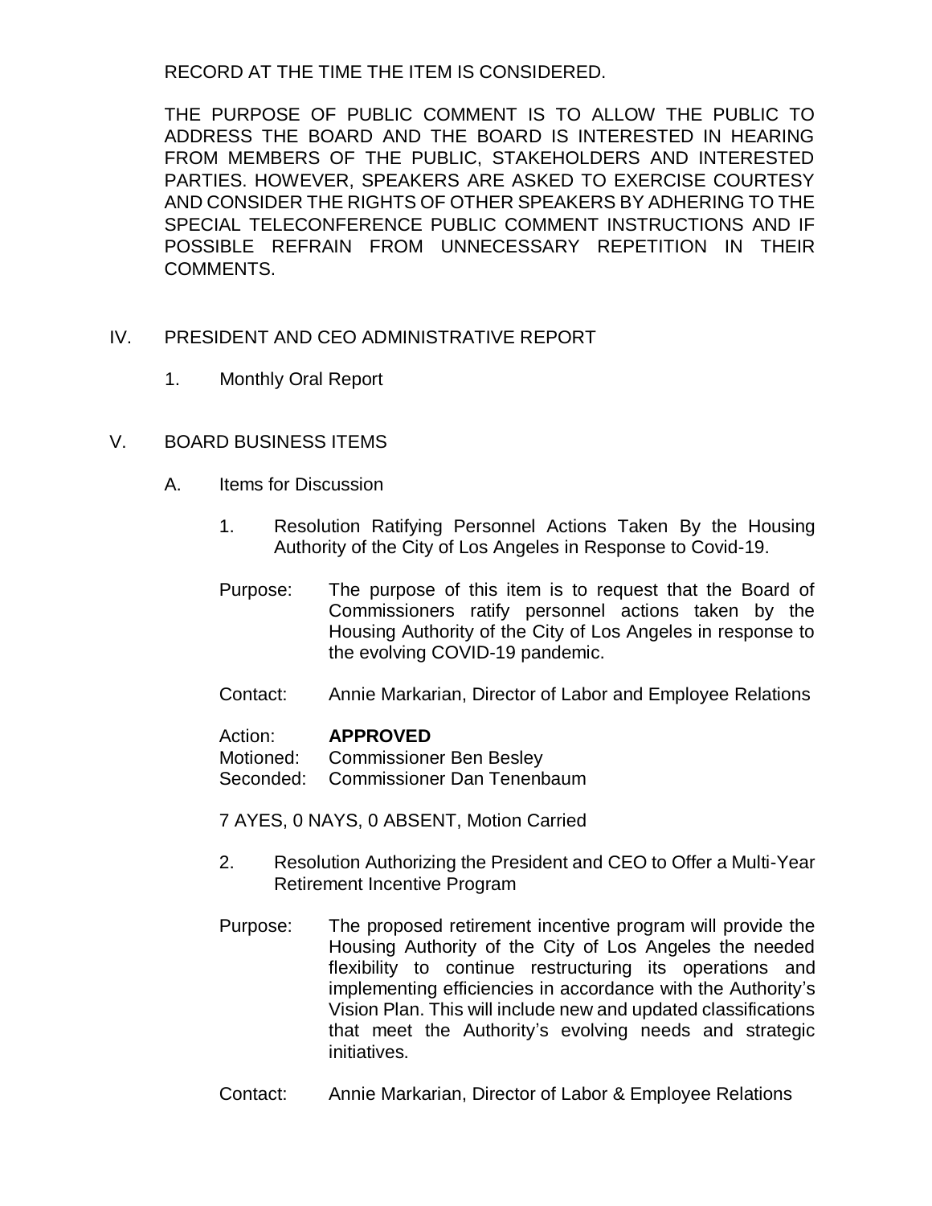RECORD AT THE TIME THE ITEM IS CONSIDERED.

THE PURPOSE OF PUBLIC COMMENT IS TO ALLOW THE PUBLIC TO ADDRESS THE BOARD AND THE BOARD IS INTERESTED IN HEARING FROM MEMBERS OF THE PUBLIC, STAKEHOLDERS AND INTERESTED PARTIES. HOWEVER, SPEAKERS ARE ASKED TO EXERCISE COURTESY AND CONSIDER THE RIGHTS OF OTHER SPEAKERS BY ADHERING TO THE SPECIAL TELECONFERENCE PUBLIC COMMENT INSTRUCTIONS AND IF POSSIBLE REFRAIN FROM UNNECESSARY REPETITION IN THEIR COMMENTS.

## IV. PRESIDENT AND CEO ADMINISTRATIVE REPORT

1. Monthly Oral Report

## V. BOARD BUSINESS ITEMS

### A. Items for Discussion

1. Resolution Ratifying Personnel Actions Taken By the Housing Authority of the City of Los Angeles in Response to Covid-19.

Purpose: The purpose of this item is to request that the Board of Commissioners ratify personnel actions taken by the Housing Authority of the City of Los Angeles in response to the evolving COVID-19 pandemic.

Contact: Annie Markarian, Director of Labor and Employee Relations

Action: **APPROVED**
Motioned: Commissioner Ben Besley
Seconded: Commissioner Dan Tenenbaum

7 AYES, 0 NAYS, 0 ABSENT, Motion Carried

2. Resolution Authorizing the President and CEO to Offer a Multi-Year Retirement Incentive Program

Purpose: The proposed retirement incentive program will provide the Housing Authority of the City of Los Angeles the needed flexibility to continue restructuring its operations and implementing efficiencies in accordance with the Authority's Vision Plan. This will include new and updated classifications that meet the Authority's evolving needs and strategic initiatives.

Contact: Annie Markarian, Director of Labor & Employee Relations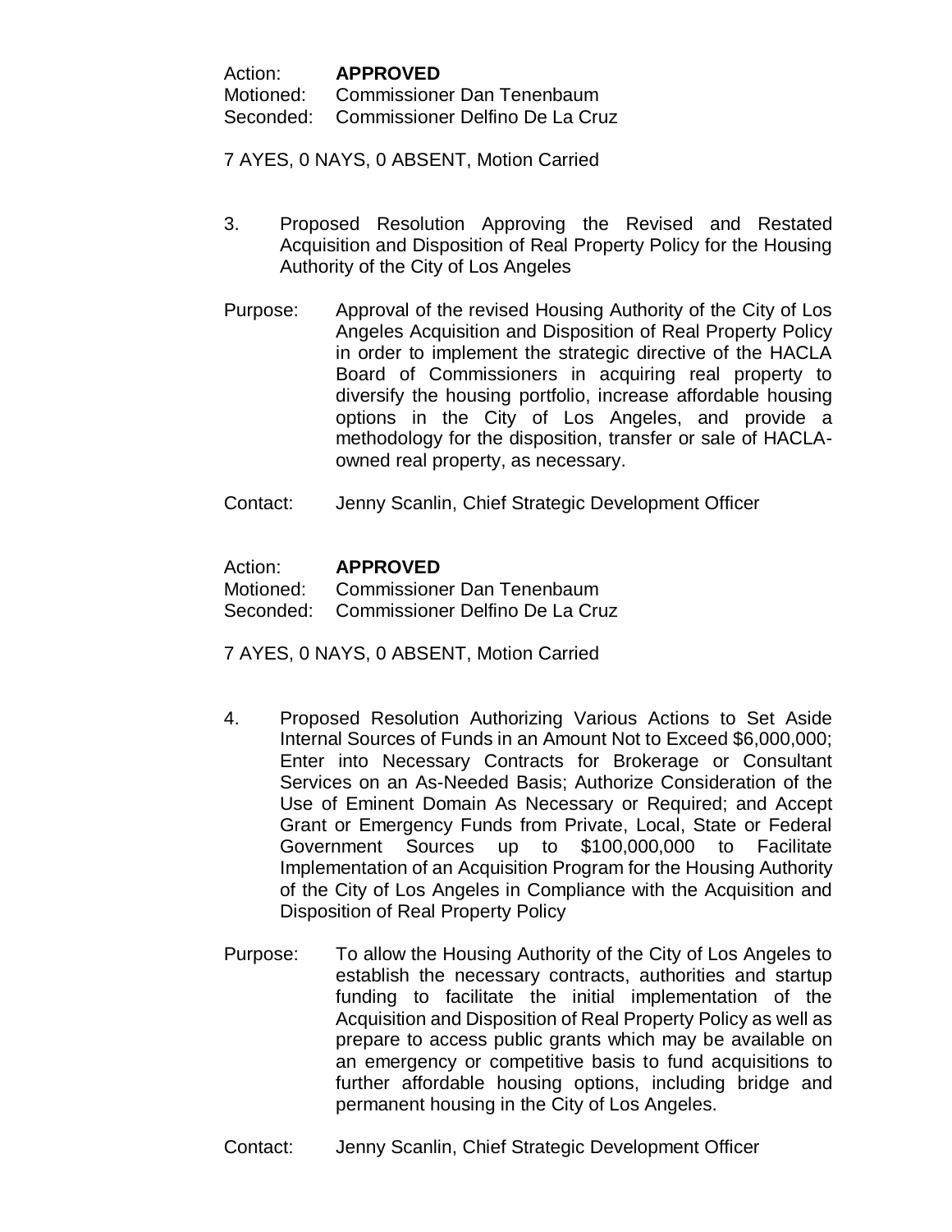Action: **APPROVED**
Motioned: Commissioner Dan Tenenbaum
Seconded: Commissioner Delfino De La Cruz

7 AYES, 0 NAYS, 0 ABSENT, Motion Carried

3. Proposed Resolution Approving the Revised and Restated Acquisition and Disposition of Real Property Policy for the Housing Authority of the City of Los Angeles

Purpose: Approval of the revised Housing Authority of the City of Los Angeles Acquisition and Disposition of Real Property Policy in order to implement the strategic directive of the HACLA Board of Commissioners in acquiring real property to diversify the housing portfolio, increase affordable housing options in the City of Los Angeles, and provide a methodology for the disposition, transfer or sale of HACLA-owned real property, as necessary.

Contact: Jenny Scanlin, Chief Strategic Development Officer

Action: **APPROVED**
Motioned: Commissioner Dan Tenenbaum
Seconded: Commissioner Delfino De La Cruz

7 AYES, 0 NAYS, 0 ABSENT, Motion Carried

4. Proposed Resolution Authorizing Various Actions to Set Aside Internal Sources of Funds in an Amount Not to Exceed $6,000,000; Enter into Necessary Contracts for Brokerage or Consultant Services on an As-Needed Basis; Authorize Consideration of the Use of Eminent Domain As Necessary or Required; and Accept Grant or Emergency Funds from Private, Local, State or Federal Government Sources up to $100,000,000 to Facilitate Implementation of an Acquisition Program for the Housing Authority of the City of Los Angeles in Compliance with the Acquisition and Disposition of Real Property Policy

Purpose: To allow the Housing Authority of the City of Los Angeles to establish the necessary contracts, authorities and startup funding to facilitate the initial implementation of the Acquisition and Disposition of Real Property Policy as well as prepare to access public grants which may be available on an emergency or competitive basis to fund acquisitions to further affordable housing options, including bridge and permanent housing in the City of Los Angeles.

Contact: Jenny Scanlin, Chief Strategic Development Officer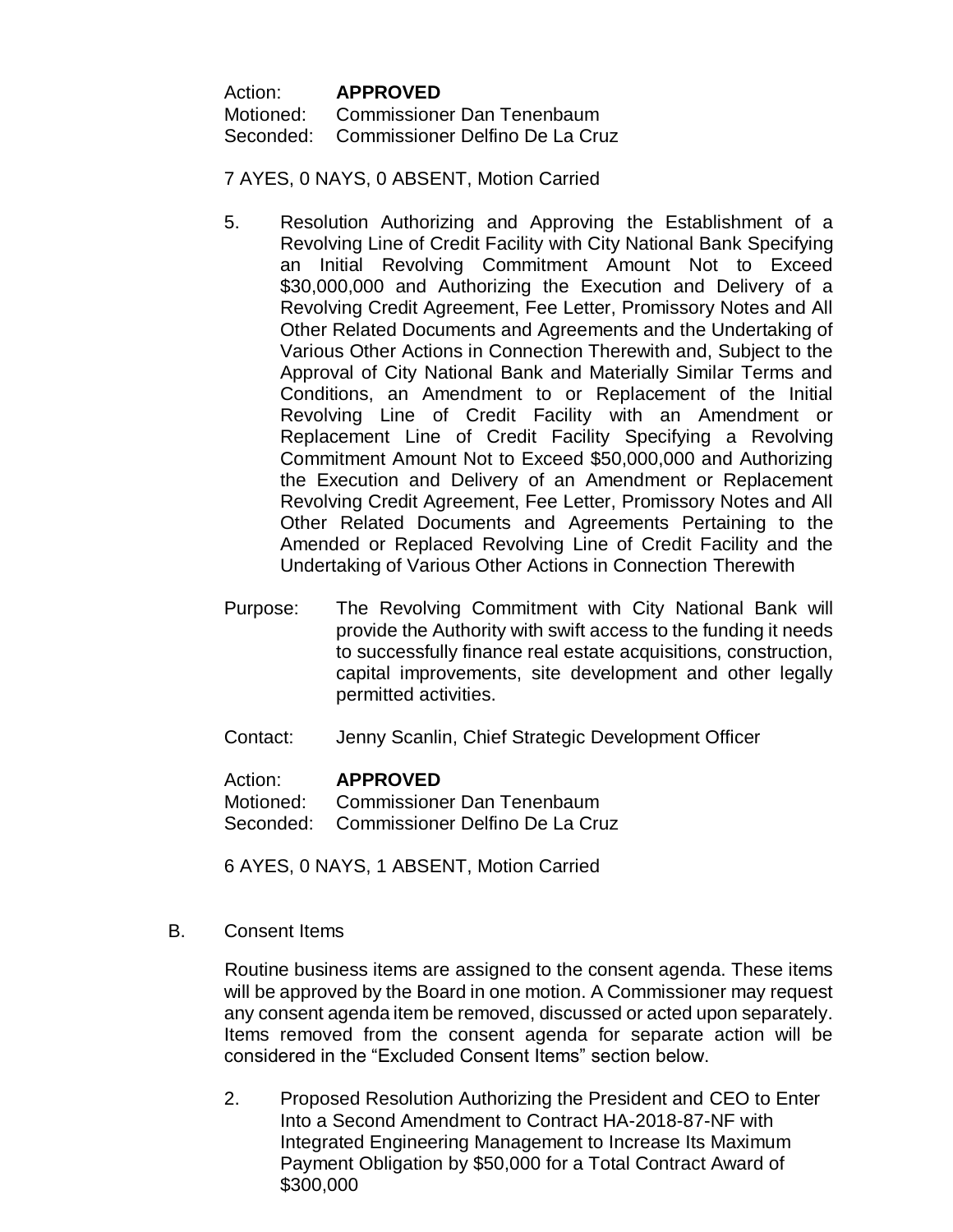Action: **APPROVED**
Motioned: Commissioner Dan Tenenbaum
Seconded: Commissioner Delfino De La Cruz

7 AYES, 0 NAYS, 0 ABSENT, Motion Carried

5. Resolution Authorizing and Approving the Establishment of a Revolving Line of Credit Facility with City National Bank Specifying an Initial Revolving Commitment Amount Not to Exceed $30,000,000 and Authorizing the Execution and Delivery of a Revolving Credit Agreement, Fee Letter, Promissory Notes and All Other Related Documents and Agreements and the Undertaking of Various Other Actions in Connection Therewith and, Subject to the Approval of City National Bank and Materially Similar Terms and Conditions, an Amendment to or Replacement of the Initial Revolving Line of Credit Facility with an Amendment or Replacement Line of Credit Facility Specifying a Revolving Commitment Amount Not to Exceed $50,000,000 and Authorizing the Execution and Delivery of an Amendment or Replacement Revolving Credit Agreement, Fee Letter, Promissory Notes and All Other Related Documents and Agreements Pertaining to the Amended or Replaced Revolving Line of Credit Facility and the Undertaking of Various Other Actions in Connection Therewith

Purpose: The Revolving Commitment with City National Bank will provide the Authority with swift access to the funding it needs to successfully finance real estate acquisitions, construction, capital improvements, site development and other legally permitted activities.

Contact: Jenny Scanlin, Chief Strategic Development Officer

Action: **APPROVED**
Motioned: Commissioner Dan Tenenbaum
Seconded: Commissioner Delfino De La Cruz

6 AYES, 0 NAYS, 1 ABSENT, Motion Carried

B. Consent Items

Routine business items are assigned to the consent agenda. These items will be approved by the Board in one motion. A Commissioner may request any consent agenda item be removed, discussed or acted upon separately. Items removed from the consent agenda for separate action will be considered in the "Excluded Consent Items" section below.

2. Proposed Resolution Authorizing the President and CEO to Enter Into a Second Amendment to Contract HA-2018-87-NF with Integrated Engineering Management to Increase Its Maximum Payment Obligation by $50,000 for a Total Contract Award of $300,000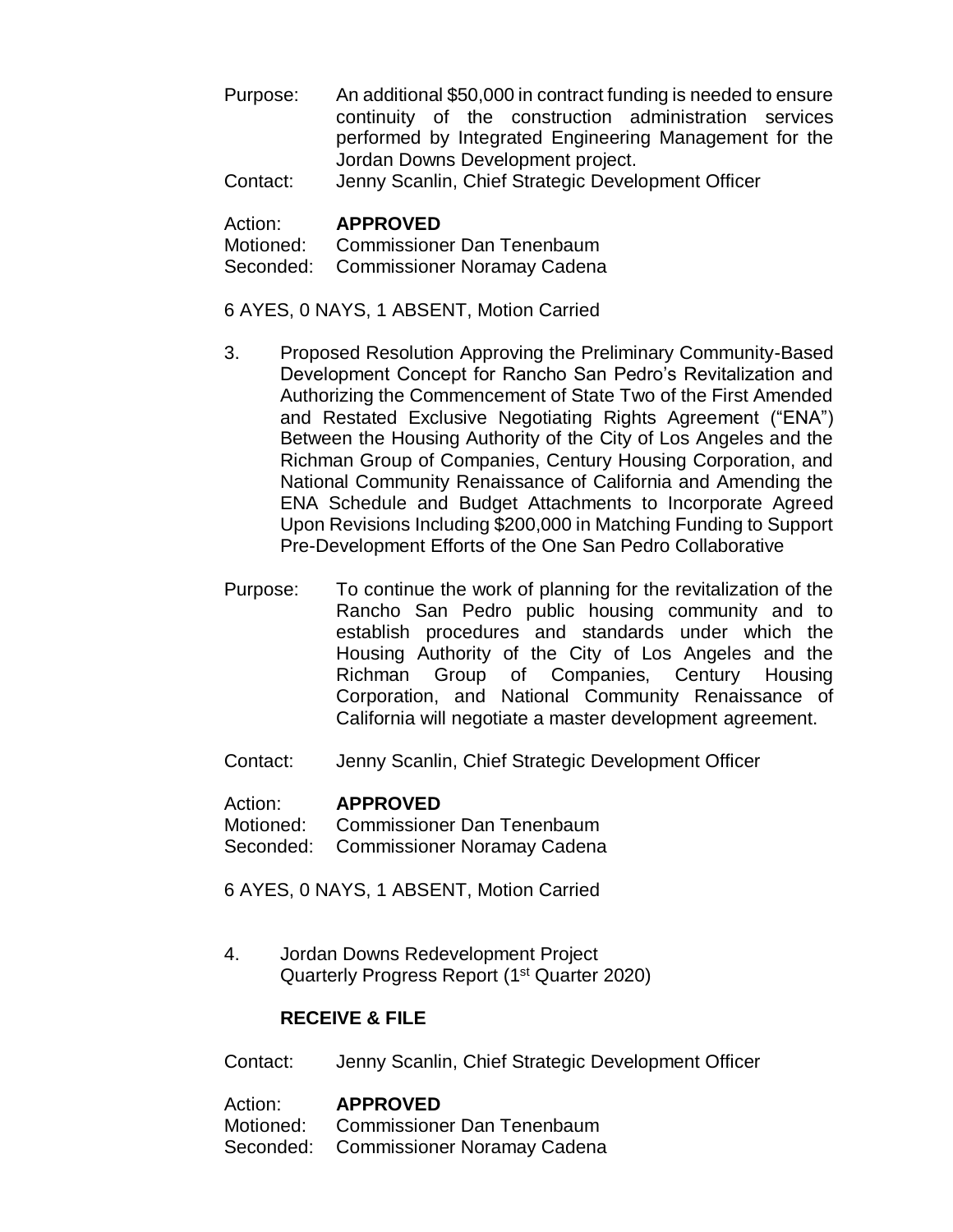Purpose: An additional $50,000 in contract funding is needed to ensure continuity of the construction administration services performed by Integrated Engineering Management for the Jordan Downs Development project.

Contact: Jenny Scanlin, Chief Strategic Development Officer

Action: **APPROVED**
Motioned: Commissioner Dan Tenenbaum
Seconded: Commissioner Noramay Cadena

6 AYES, 0 NAYS, 1 ABSENT, Motion Carried

3. Proposed Resolution Approving the Preliminary Community-Based Development Concept for Rancho San Pedro's Revitalization and Authorizing the Commencement of State Two of the First Amended and Restated Exclusive Negotiating Rights Agreement ("ENA") Between the Housing Authority of the City of Los Angeles and the Richman Group of Companies, Century Housing Corporation, and National Community Renaissance of California and Amending the ENA Schedule and Budget Attachments to Incorporate Agreed Upon Revisions Including $200,000 in Matching Funding to Support Pre-Development Efforts of the One San Pedro Collaborative

Purpose: To continue the work of planning for the revitalization of the Rancho San Pedro public housing community and to establish procedures and standards under which the Housing Authority of the City of Los Angeles and the Richman Group of Companies, Century Housing Corporation, and National Community Renaissance of California will negotiate a master development agreement.

Contact: Jenny Scanlin, Chief Strategic Development Officer

Action: **APPROVED**
Motioned: Commissioner Dan Tenenbaum
Seconded: Commissioner Noramay Cadena

6 AYES, 0 NAYS, 1 ABSENT, Motion Carried

4. Jordan Downs Redevelopment Project
Quarterly Progress Report (1st Quarter 2020)

**RECEIVE & FILE**

Contact: Jenny Scanlin, Chief Strategic Development Officer

Action: **APPROVED**
Motioned: Commissioner Dan Tenenbaum
Seconded: Commissioner Noramay Cadena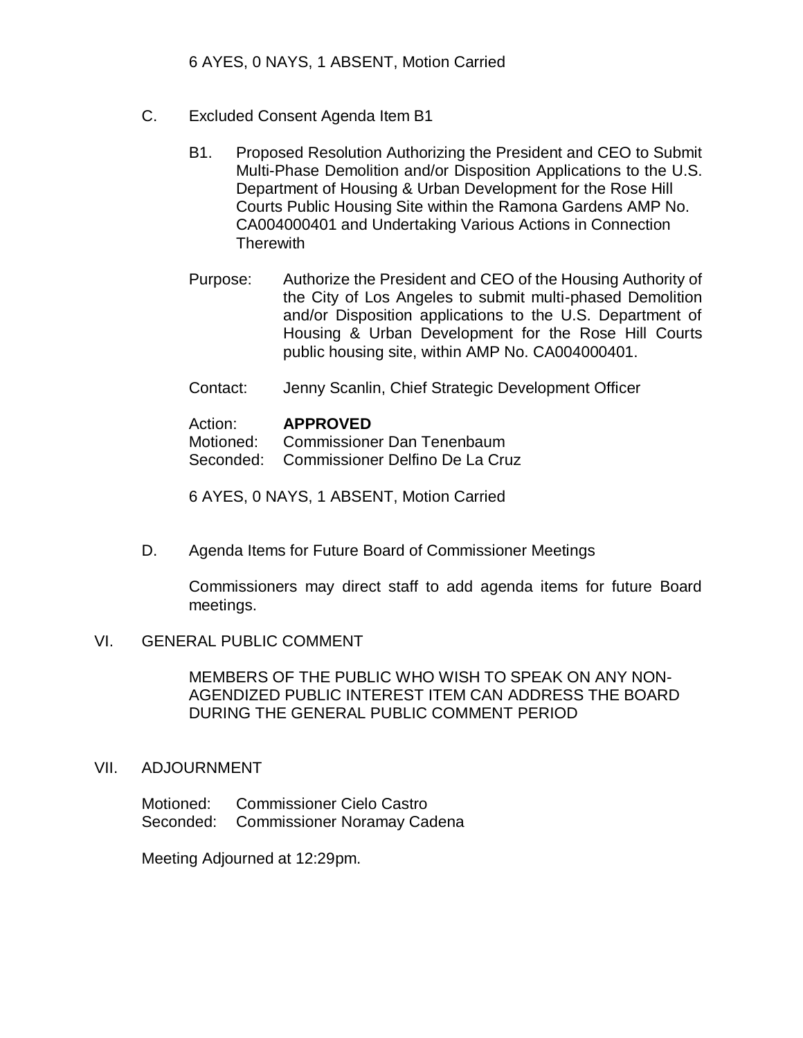6 AYES, 0 NAYS, 1 ABSENT, Motion Carried

C. Excluded Consent Agenda Item B1

B1. Proposed Resolution Authorizing the President and CEO to Submit Multi-Phase Demolition and/or Disposition Applications to the U.S. Department of Housing & Urban Development for the Rose Hill Courts Public Housing Site within the Ramona Gardens AMP No. CA004000401 and Undertaking Various Actions in Connection Therewith

Purpose: Authorize the President and CEO of the Housing Authority of the City of Los Angeles to submit multi-phased Demolition and/or Disposition applications to the U.S. Department of Housing & Urban Development for the Rose Hill Courts public housing site, within AMP No. CA004000401.

Contact: Jenny Scanlin, Chief Strategic Development Officer

Action: **APPROVED**
Motioned: Commissioner Dan Tenenbaum
Seconded: Commissioner Delfino De La Cruz

6 AYES, 0 NAYS, 1 ABSENT, Motion Carried

D. Agenda Items for Future Board of Commissioner Meetings

Commissioners may direct staff to add agenda items for future Board meetings.

VI. GENERAL PUBLIC COMMENT

MEMBERS OF THE PUBLIC WHO WISH TO SPEAK ON ANY NON-AGENDIZED PUBLIC INTEREST ITEM CAN ADDRESS THE BOARD DURING THE GENERAL PUBLIC COMMENT PERIOD

VII. ADJOURNMENT

Motioned: Commissioner Cielo Castro
Seconded: Commissioner Noramay Cadena

Meeting Adjourned at 12:29pm.